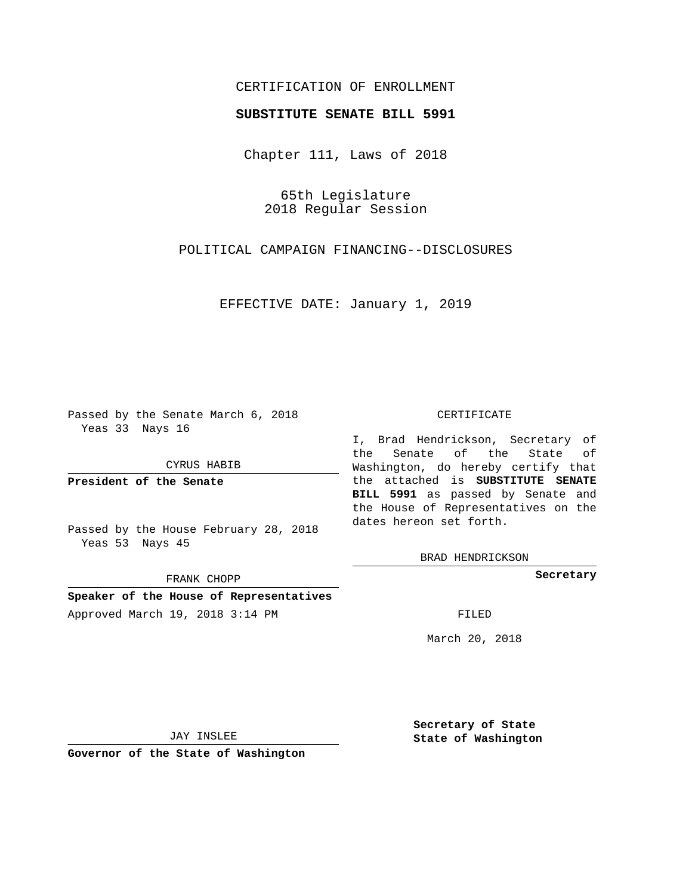CERTIFICATION OF ENROLLMENT

**SUBSTITUTE SENATE BILL 5991**

Chapter 111, Laws of 2018

65th Legislature
2018 Regular Session

POLITICAL CAMPAIGN FINANCING--DISCLOSURES

EFFECTIVE DATE: January 1, 2019

Passed by the Senate March 6, 2018
Yeas 33 Nays 16

CYRUS HABIB

**President of the Senate**

Passed by the House February 28, 2018
Yeas 53 Nays 45

FRANK CHOPP

**Speaker of the House of Representatives**

Approved March 19, 2018 3:14 PM

JAY INSLEE

**Governor of the State of Washington**

CERTIFICATE

I, Brad Hendrickson, Secretary of the Senate of the State of Washington, do hereby certify that the attached is **SUBSTITUTE SENATE BILL 5991** as passed by Senate and the House of Representatives on the dates hereon set forth.

BRAD HENDRICKSON

**Secretary**

FILED

March 20, 2018

**Secretary of State**
**State of Washington**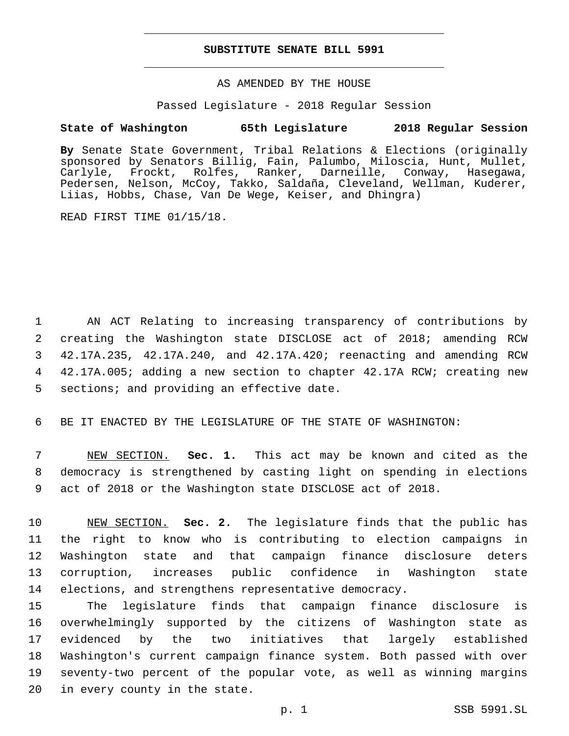# SUBSTITUTE SENATE BILL 5991

AS AMENDED BY THE HOUSE

Passed Legislature - 2018 Regular Session

**State of Washington 65th Legislature 2018 Regular Session**

**By** Senate State Government, Tribal Relations & Elections (originally sponsored by Senators Billig, Fain, Palumbo, Miloscia, Hunt, Mullet, Carlyle, Frockt, Rolfes, Ranker, Darneille, Conway, Hasegawa, Pedersen, Nelson, McCoy, Takko, Saldaña, Cleveland, Wellman, Kuderer, Liias, Hobbs, Chase, Van De Wege, Keiser, and Dhingra)

READ FIRST TIME 01/15/18.

1 AN ACT Relating to increasing transparency of contributions by
2 creating the Washington state DISCLOSE act of 2018; amending RCW
3 42.17A.235, 42.17A.240, and 42.17A.420; reenacting and amending RCW
4 42.17A.005; adding a new section to chapter 42.17A RCW; creating new
5 sections; and providing an effective date.

6 BE IT ENACTED BY THE LEGISLATURE OF THE STATE OF WASHINGTON:

7 NEW SECTION. **Sec. 1.** This act may be known and cited as the
8 democracy is strengthened by casting light on spending in elections
9 act of 2018 or the Washington state DISCLOSE act of 2018.

10 NEW SECTION. **Sec. 2.** The legislature finds that the public has
11 the right to know who is contributing to election campaigns in
12 Washington state and that campaign finance disclosure deters
13 corruption, increases public confidence in Washington state
14 elections, and strengthens representative democracy.

15 The legislature finds that campaign finance disclosure is
16 overwhelmingly supported by the citizens of Washington state as
17 evidenced by the two initiatives that largely established
18 Washington's current campaign finance system. Both passed with over
19 seventy-two percent of the popular vote, as well as winning margins
20 in every county in the state.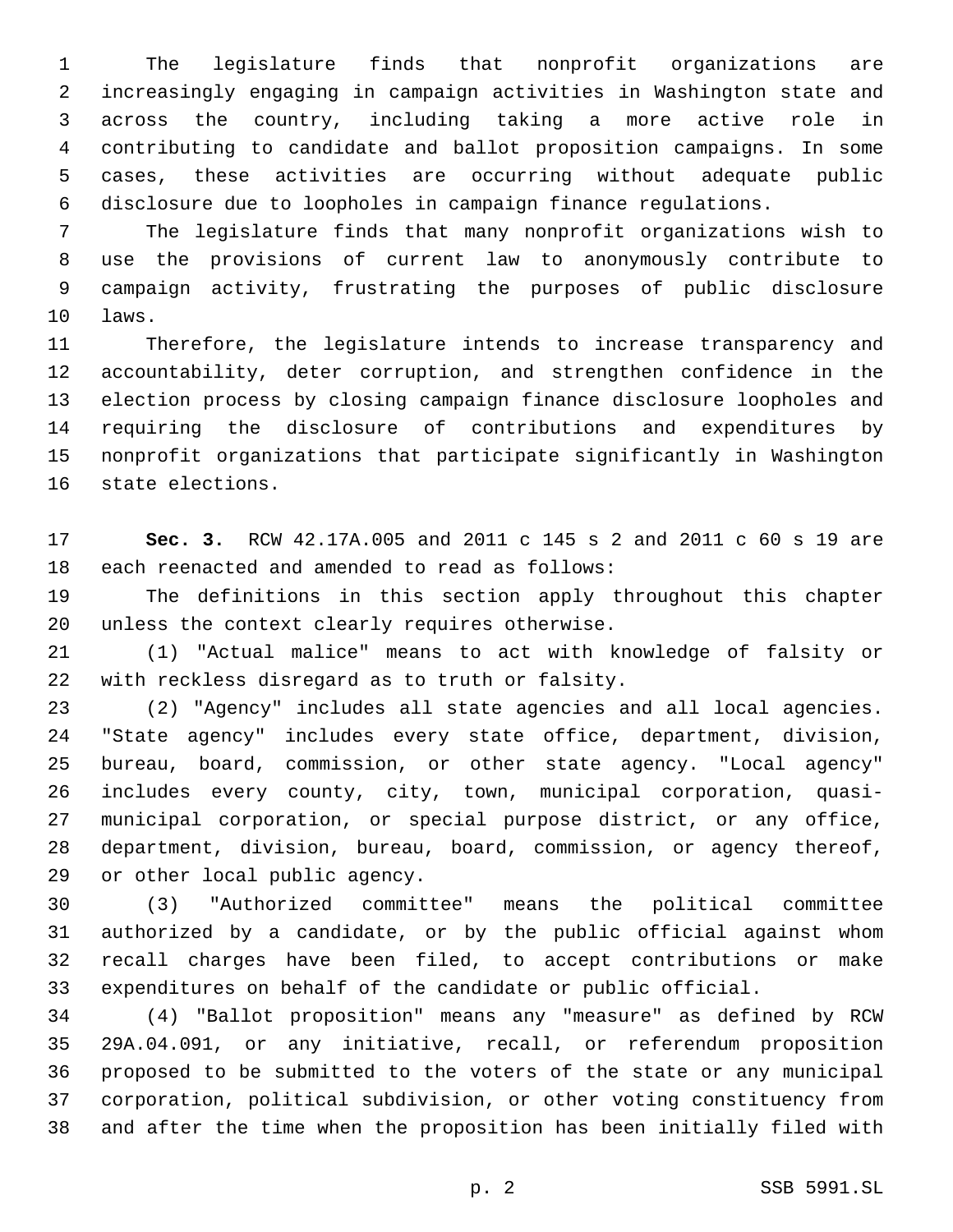The legislature finds that nonprofit organizations are increasingly engaging in campaign activities in Washington state and across the country, including taking a more active role in contributing to candidate and ballot proposition campaigns. In some cases, these activities are occurring without adequate public disclosure due to loopholes in campaign finance regulations.

The legislature finds that many nonprofit organizations wish to use the provisions of current law to anonymously contribute to campaign activity, frustrating the purposes of public disclosure laws.

Therefore, the legislature intends to increase transparency and accountability, deter corruption, and strengthen confidence in the election process by closing campaign finance disclosure loopholes and requiring the disclosure of contributions and expenditures by nonprofit organizations that participate significantly in Washington state elections.

**Sec. 3.** RCW 42.17A.005 and 2011 c 145 s 2 and 2011 c 60 s 19 are each reenacted and amended to read as follows:

The definitions in this section apply throughout this chapter unless the context clearly requires otherwise.

(1) "Actual malice" means to act with knowledge of falsity or with reckless disregard as to truth or falsity.

(2) "Agency" includes all state agencies and all local agencies. "State agency" includes every state office, department, division, bureau, board, commission, or other state agency. "Local agency" includes every county, city, town, municipal corporation, quasi-municipal corporation, or special purpose district, or any office, department, division, bureau, board, commission, or agency thereof, or other local public agency.

(3) "Authorized committee" means the political committee authorized by a candidate, or by the public official against whom recall charges have been filed, to accept contributions or make expenditures on behalf of the candidate or public official.

(4) "Ballot proposition" means any "measure" as defined by RCW 29A.04.091, or any initiative, recall, or referendum proposition proposed to be submitted to the voters of the state or any municipal corporation, political subdivision, or other voting constituency from and after the time when the proposition has been initially filed with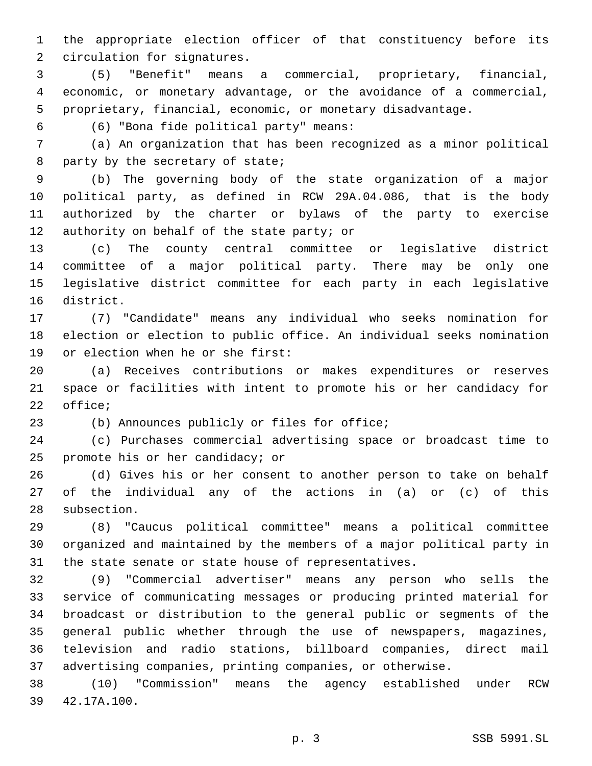the appropriate election officer of that constituency before its circulation for signatures.

(5) "Benefit" means a commercial, proprietary, financial, economic, or monetary advantage, or the avoidance of a commercial, proprietary, financial, economic, or monetary disadvantage.

(6) "Bona fide political party" means:

(a) An organization that has been recognized as a minor political party by the secretary of state;

(b) The governing body of the state organization of a major political party, as defined in RCW 29A.04.086, that is the body authorized by the charter or bylaws of the party to exercise authority on behalf of the state party; or

(c) The county central committee or legislative district committee of a major political party. There may be only one legislative district committee for each party in each legislative district.

(7) "Candidate" means any individual who seeks nomination for election or election to public office. An individual seeks nomination or election when he or she first:

(a) Receives contributions or makes expenditures or reserves space or facilities with intent to promote his or her candidacy for office;

(b) Announces publicly or files for office;

(c) Purchases commercial advertising space or broadcast time to promote his or her candidacy; or

(d) Gives his or her consent to another person to take on behalf of the individual any of the actions in (a) or (c) of this subsection.

(8) "Caucus political committee" means a political committee organized and maintained by the members of a major political party in the state senate or state house of representatives.

(9) "Commercial advertiser" means any person who sells the service of communicating messages or producing printed material for broadcast or distribution to the general public or segments of the general public whether through the use of newspapers, magazines, television and radio stations, billboard companies, direct mail advertising companies, printing companies, or otherwise.

(10) "Commission" means the agency established under RCW 42.17A.100.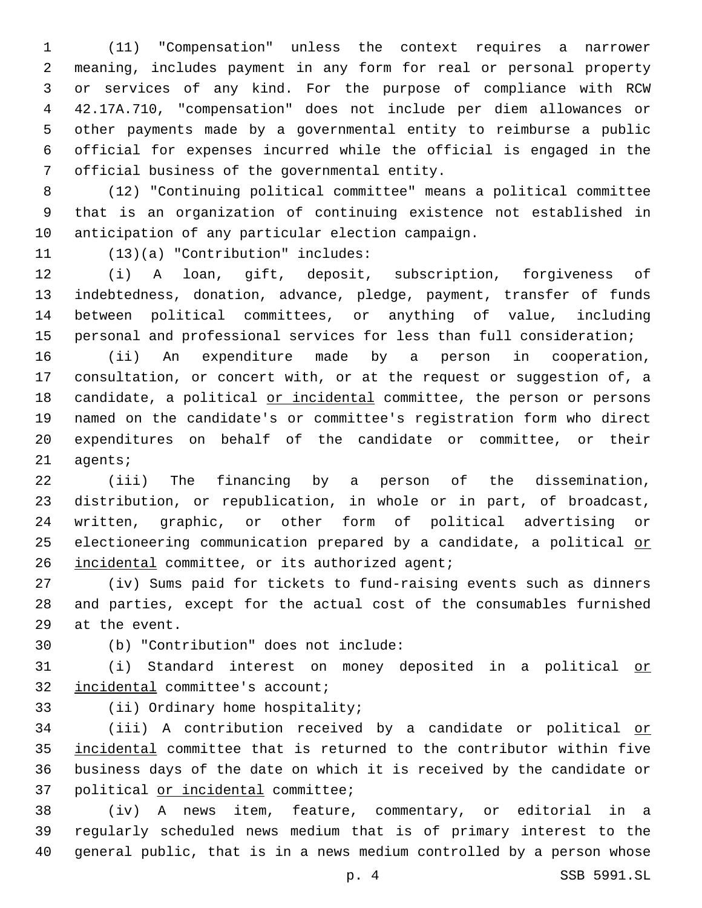(11) "Compensation" unless the context requires a narrower meaning, includes payment in any form for real or personal property or services of any kind. For the purpose of compliance with RCW 42.17A.710, "compensation" does not include per diem allowances or other payments made by a governmental entity to reimburse a public official for expenses incurred while the official is engaged in the official business of the governmental entity.

(12) "Continuing political committee" means a political committee that is an organization of continuing existence not established in anticipation of any particular election campaign.

(13)(a) "Contribution" includes:

(i) A loan, gift, deposit, subscription, forgiveness of indebtedness, donation, advance, pledge, payment, transfer of funds between political committees, or anything of value, including personal and professional services for less than full consideration;

(ii) An expenditure made by a person in cooperation, consultation, or concert with, or at the request or suggestion of, a candidate, a political <u>or incidental</u> committee, the person or persons named on the candidate's or committee's registration form who direct expenditures on behalf of the candidate or committee, or their agents;

(iii) The financing by a person of the dissemination, distribution, or republication, in whole or in part, of broadcast, written, graphic, or other form of political advertising or electioneering communication prepared by a candidate, a political <u>or incidental</u> committee, or its authorized agent;

(iv) Sums paid for tickets to fund-raising events such as dinners and parties, except for the actual cost of the consumables furnished at the event.

(b) "Contribution" does not include:

(i) Standard interest on money deposited in a political <u>or incidental</u> committee's account;

(ii) Ordinary home hospitality;

(iii) A contribution received by a candidate or political <u>or incidental</u> committee that is returned to the contributor within five business days of the date on which it is received by the candidate or political <u>or incidental</u> committee;

(iv) A news item, feature, commentary, or editorial in a regularly scheduled news medium that is of primary interest to the general public, that is in a news medium controlled by a person whose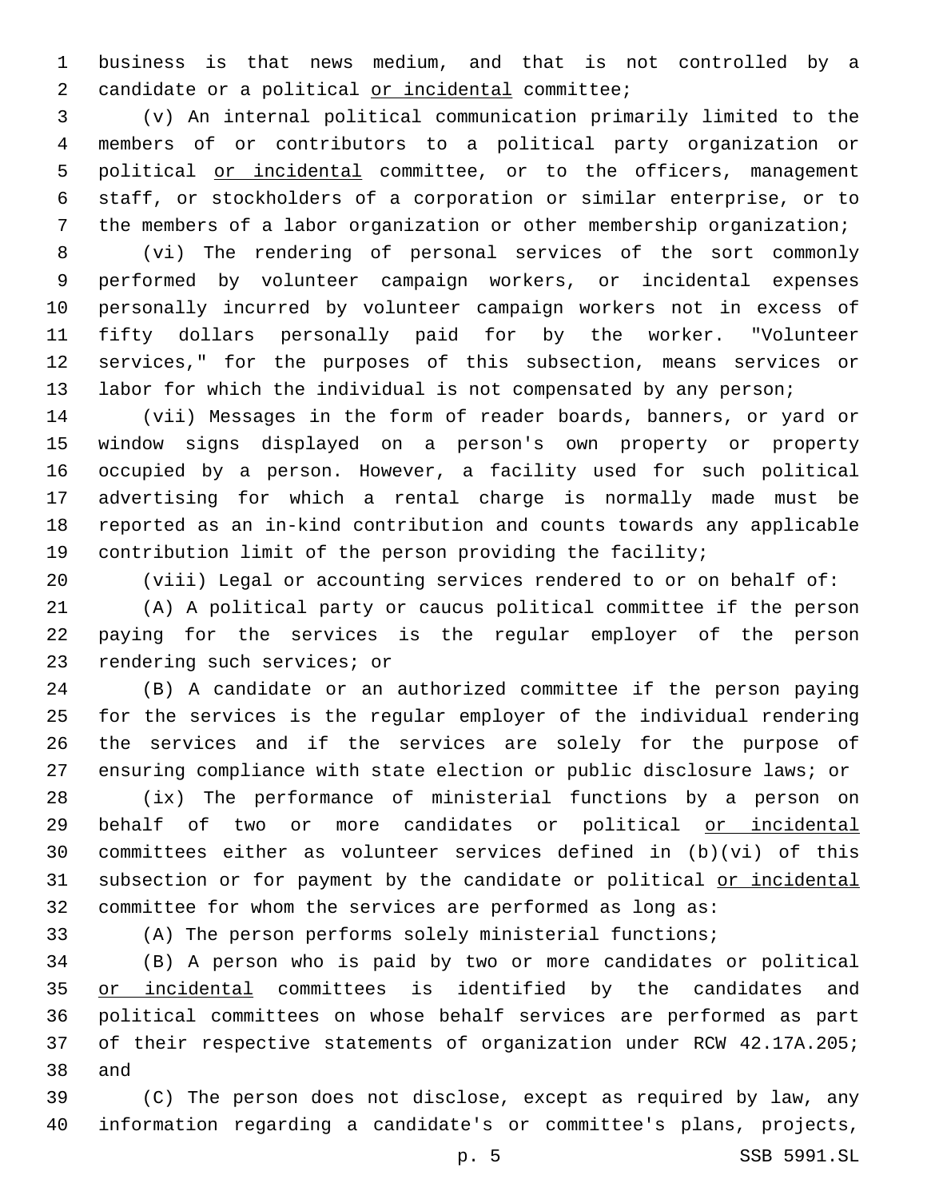business is that news medium, and that is not controlled by a candidate or a political or incidental committee;

(v) An internal political communication primarily limited to the members of or contributors to a political party organization or political or incidental committee, or to the officers, management staff, or stockholders of a corporation or similar enterprise, or to the members of a labor organization or other membership organization;

(vi) The rendering of personal services of the sort commonly performed by volunteer campaign workers, or incidental expenses personally incurred by volunteer campaign workers not in excess of fifty dollars personally paid for by the worker. "Volunteer services," for the purposes of this subsection, means services or labor for which the individual is not compensated by any person;

(vii) Messages in the form of reader boards, banners, or yard or window signs displayed on a person's own property or property occupied by a person. However, a facility used for such political advertising for which a rental charge is normally made must be reported as an in-kind contribution and counts towards any applicable contribution limit of the person providing the facility;

(viii) Legal or accounting services rendered to or on behalf of:

(A) A political party or caucus political committee if the person paying for the services is the regular employer of the person rendering such services; or

(B) A candidate or an authorized committee if the person paying for the services is the regular employer of the individual rendering the services and if the services are solely for the purpose of ensuring compliance with state election or public disclosure laws; or

(ix) The performance of ministerial functions by a person on behalf of two or more candidates or political or incidental committees either as volunteer services defined in (b)(vi) of this subsection or for payment by the candidate or political or incidental committee for whom the services are performed as long as:

(A) The person performs solely ministerial functions;

(B) A person who is paid by two or more candidates or political or incidental committees is identified by the candidates and political committees on whose behalf services are performed as part of their respective statements of organization under RCW 42.17A.205; and

(C) The person does not disclose, except as required by law, any information regarding a candidate's or committee's plans, projects,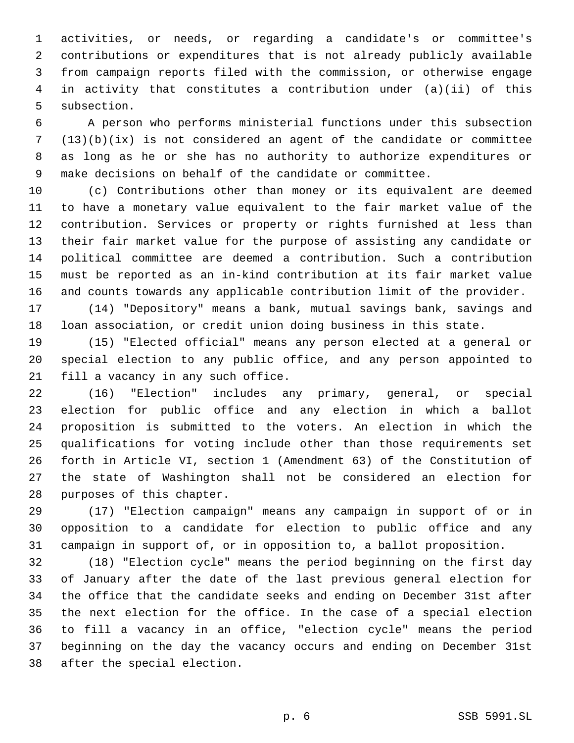activities, or needs, or regarding a candidate's or committee's contributions or expenditures that is not already publicly available from campaign reports filed with the commission, or otherwise engage in activity that constitutes a contribution under (a)(ii) of this subsection.

A person who performs ministerial functions under this subsection (13)(b)(ix) is not considered an agent of the candidate or committee as long as he or she has no authority to authorize expenditures or make decisions on behalf of the candidate or committee.

(c) Contributions other than money or its equivalent are deemed to have a monetary value equivalent to the fair market value of the contribution. Services or property or rights furnished at less than their fair market value for the purpose of assisting any candidate or political committee are deemed a contribution. Such a contribution must be reported as an in-kind contribution at its fair market value and counts towards any applicable contribution limit of the provider.

(14) "Depository" means a bank, mutual savings bank, savings and loan association, or credit union doing business in this state.

(15) "Elected official" means any person elected at a general or special election to any public office, and any person appointed to fill a vacancy in any such office.

(16) "Election" includes any primary, general, or special election for public office and any election in which a ballot proposition is submitted to the voters. An election in which the qualifications for voting include other than those requirements set forth in Article VI, section 1 (Amendment 63) of the Constitution of the state of Washington shall not be considered an election for purposes of this chapter.

(17) "Election campaign" means any campaign in support of or in opposition to a candidate for election to public office and any campaign in support of, or in opposition to, a ballot proposition.

(18) "Election cycle" means the period beginning on the first day of January after the date of the last previous general election for the office that the candidate seeks and ending on December 31st after the next election for the office. In the case of a special election to fill a vacancy in an office, "election cycle" means the period beginning on the day the vacancy occurs and ending on December 31st after the special election.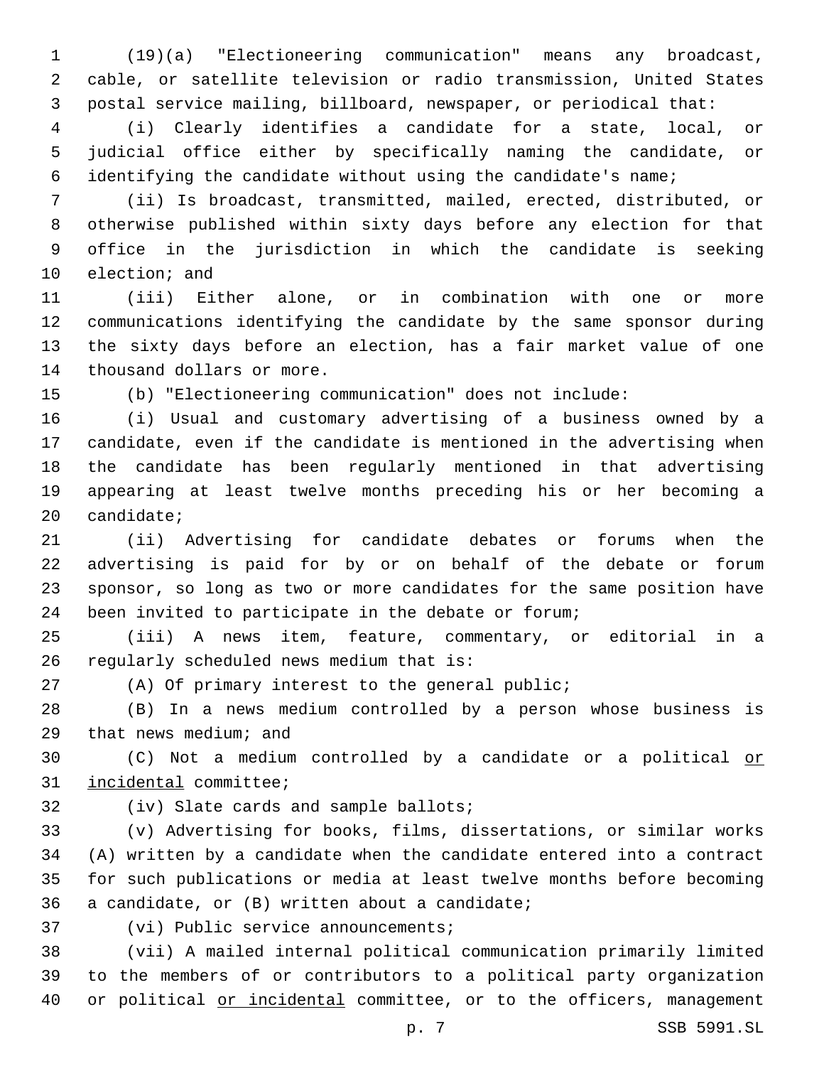(19)(a) "Electioneering communication" means any broadcast, cable, or satellite television or radio transmission, United States postal service mailing, billboard, newspaper, or periodical that:

(i) Clearly identifies a candidate for a state, local, or judicial office either by specifically naming the candidate, or identifying the candidate without using the candidate's name;

(ii) Is broadcast, transmitted, mailed, erected, distributed, or otherwise published within sixty days before any election for that office in the jurisdiction in which the candidate is seeking election; and

(iii) Either alone, or in combination with one or more communications identifying the candidate by the same sponsor during the sixty days before an election, has a fair market value of one thousand dollars or more.

(b) "Electioneering communication" does not include:

(i) Usual and customary advertising of a business owned by a candidate, even if the candidate is mentioned in the advertising when the candidate has been regularly mentioned in that advertising appearing at least twelve months preceding his or her becoming a candidate;

(ii) Advertising for candidate debates or forums when the advertising is paid for by or on behalf of the debate or forum sponsor, so long as two or more candidates for the same position have been invited to participate in the debate or forum;

(iii) A news item, feature, commentary, or editorial in a regularly scheduled news medium that is:

(A) Of primary interest to the general public;

(B) In a news medium controlled by a person whose business is that news medium; and

(C) Not a medium controlled by a candidate or a political <u>or incidental</u> committee;

(iv) Slate cards and sample ballots;

(v) Advertising for books, films, dissertations, or similar works (A) written by a candidate when the candidate entered into a contract for such publications or media at least twelve months before becoming a candidate, or (B) written about a candidate;

(vi) Public service announcements;

(vii) A mailed internal political communication primarily limited to the members of or contributors to a political party organization or political <u>or incidental</u> committee, or to the officers, management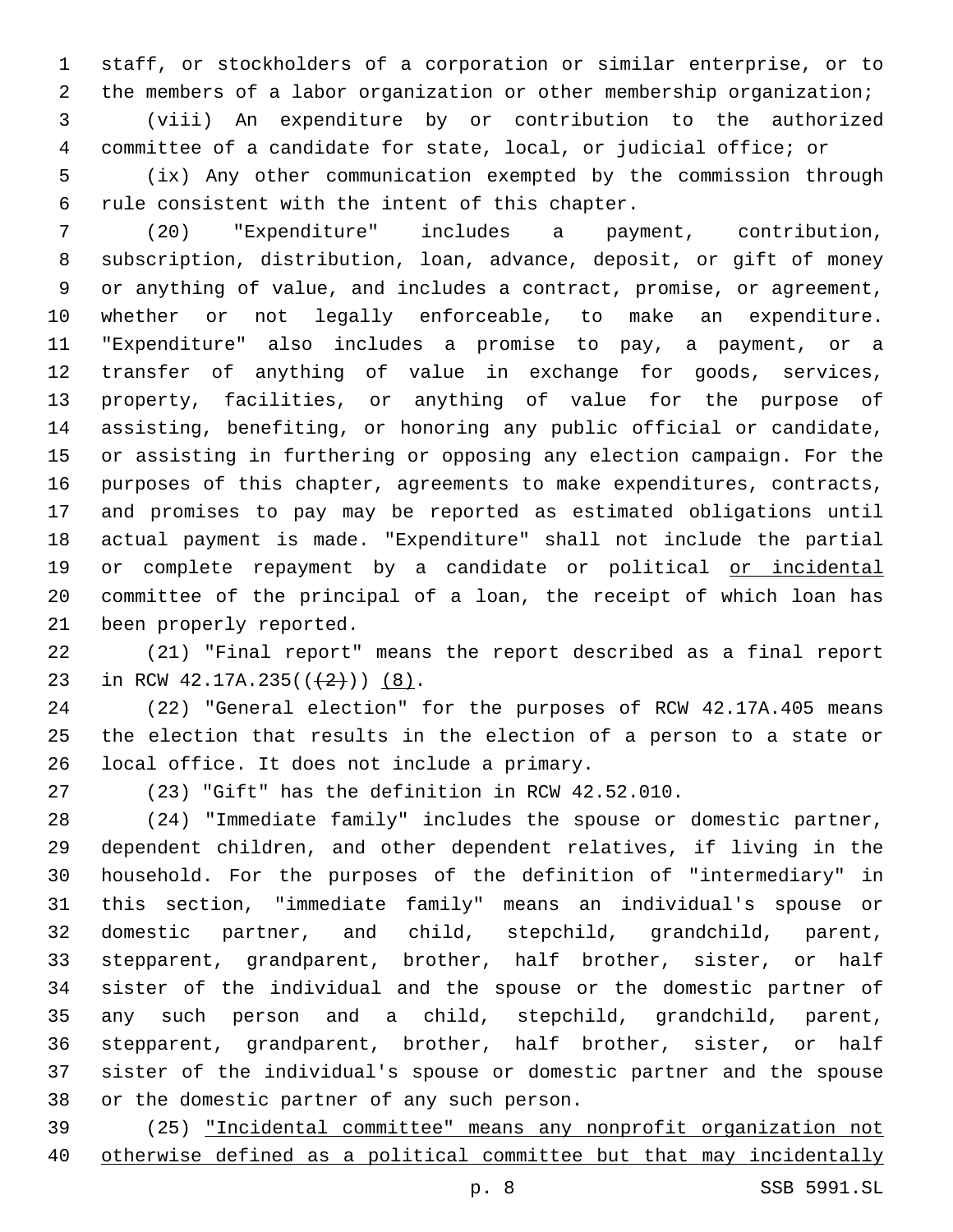staff, or stockholders of a corporation or similar enterprise, or to the members of a labor organization or other membership organization;

(viii) An expenditure by or contribution to the authorized committee of a candidate for state, local, or judicial office; or

(ix) Any other communication exempted by the commission through rule consistent with the intent of this chapter.

(20) "Expenditure" includes a payment, contribution, subscription, distribution, loan, advance, deposit, or gift of money or anything of value, and includes a contract, promise, or agreement, whether or not legally enforceable, to make an expenditure. "Expenditure" also includes a promise to pay, a payment, or a transfer of anything of value in exchange for goods, services, property, facilities, or anything of value for the purpose of assisting, benefiting, or honoring any public official or candidate, or assisting in furthering or opposing any election campaign. For the purposes of this chapter, agreements to make expenditures, contracts, and promises to pay may be reported as estimated obligations until actual payment is made. "Expenditure" shall not include the partial or complete repayment by a candidate or political <u>or incidental</u> committee of the principal of a loan, the receipt of which loan has been properly reported.

(21) "Final report" means the report described as a final report in RCW 42.17A.235(((2))) <u>(8)</u>.

(22) "General election" for the purposes of RCW 42.17A.405 means the election that results in the election of a person to a state or local office. It does not include a primary.

(23) "Gift" has the definition in RCW 42.52.010.

(24) "Immediate family" includes the spouse or domestic partner, dependent children, and other dependent relatives, if living in the household. For the purposes of the definition of "intermediary" in this section, "immediate family" means an individual's spouse or domestic partner, and child, stepchild, grandchild, parent, stepparent, grandparent, brother, half brother, sister, or half sister of the individual and the spouse or the domestic partner of any such person and a child, stepchild, grandchild, parent, stepparent, grandparent, brother, half brother, sister, or half sister of the individual's spouse or domestic partner and the spouse or the domestic partner of any such person.

(25) <u>"Incidental committee" means any nonprofit organization not otherwise defined as a political committee but that may incidentally</u>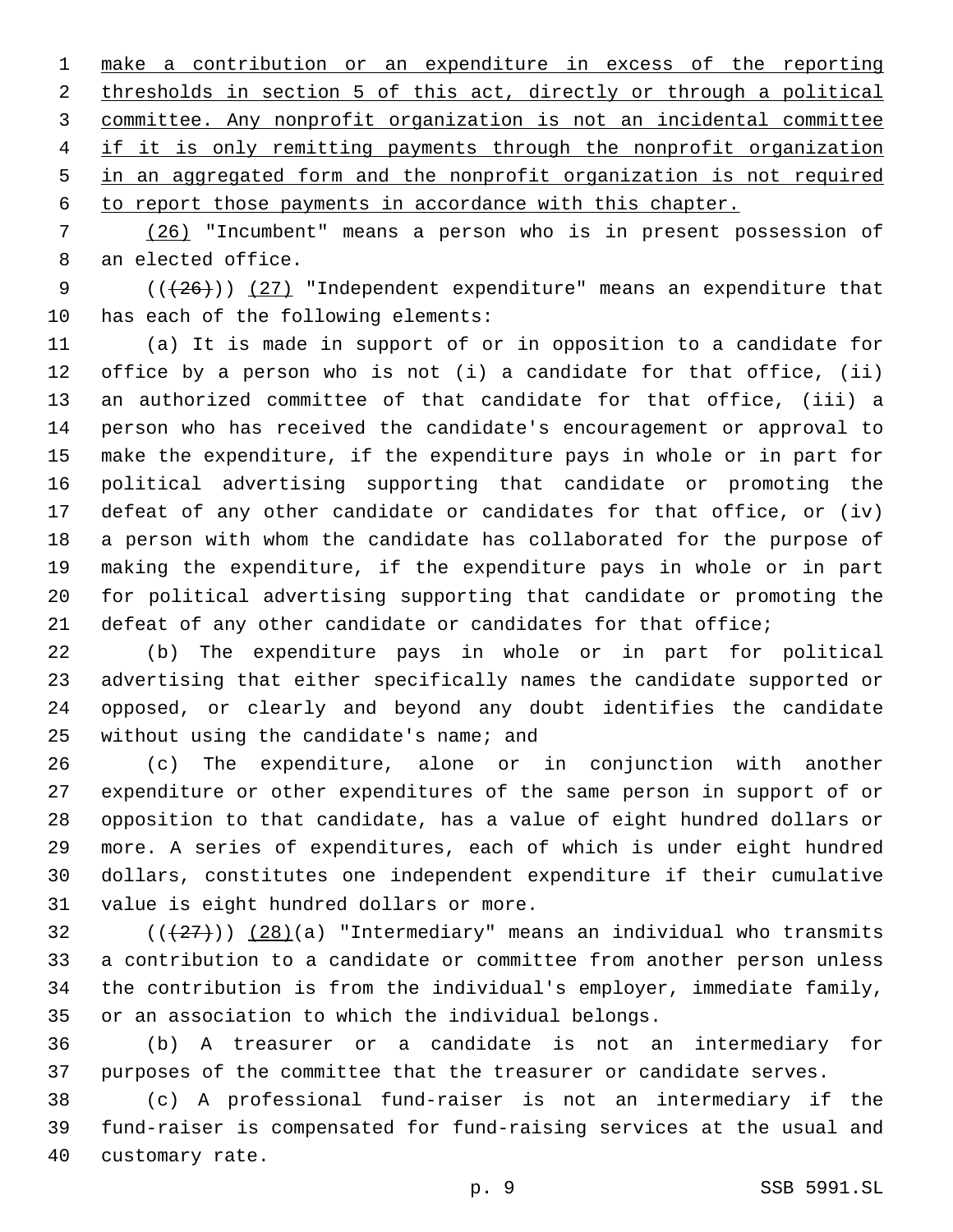make a contribution or an expenditure in excess of the reporting thresholds in section 5 of this act, directly or through a political committee. Any nonprofit organization is not an incidental committee if it is only remitting payments through the nonprofit organization in an aggregated form and the nonprofit organization is not required to report those payments in accordance with this chapter.

(26) "Incumbent" means a person who is in present possession of an elected office.

(((26))) (27) "Independent expenditure" means an expenditure that has each of the following elements:

(a) It is made in support of or in opposition to a candidate for office by a person who is not (i) a candidate for that office, (ii) an authorized committee of that candidate for that office, (iii) a person who has received the candidate's encouragement or approval to make the expenditure, if the expenditure pays in whole or in part for political advertising supporting that candidate or promoting the defeat of any other candidate or candidates for that office, or (iv) a person with whom the candidate has collaborated for the purpose of making the expenditure, if the expenditure pays in whole or in part for political advertising supporting that candidate or promoting the defeat of any other candidate or candidates for that office;

(b) The expenditure pays in whole or in part for political advertising that either specifically names the candidate supported or opposed, or clearly and beyond any doubt identifies the candidate without using the candidate's name; and

(c) The expenditure, alone or in conjunction with another expenditure or other expenditures of the same person in support of or opposition to that candidate, has a value of eight hundred dollars or more. A series of expenditures, each of which is under eight hundred dollars, constitutes one independent expenditure if their cumulative value is eight hundred dollars or more.

(((27))) (28)(a) "Intermediary" means an individual who transmits a contribution to a candidate or committee from another person unless the contribution is from the individual's employer, immediate family, or an association to which the individual belongs.

(b) A treasurer or a candidate is not an intermediary for purposes of the committee that the treasurer or candidate serves.

(c) A professional fund-raiser is not an intermediary if the fund-raiser is compensated for fund-raising services at the usual and customary rate.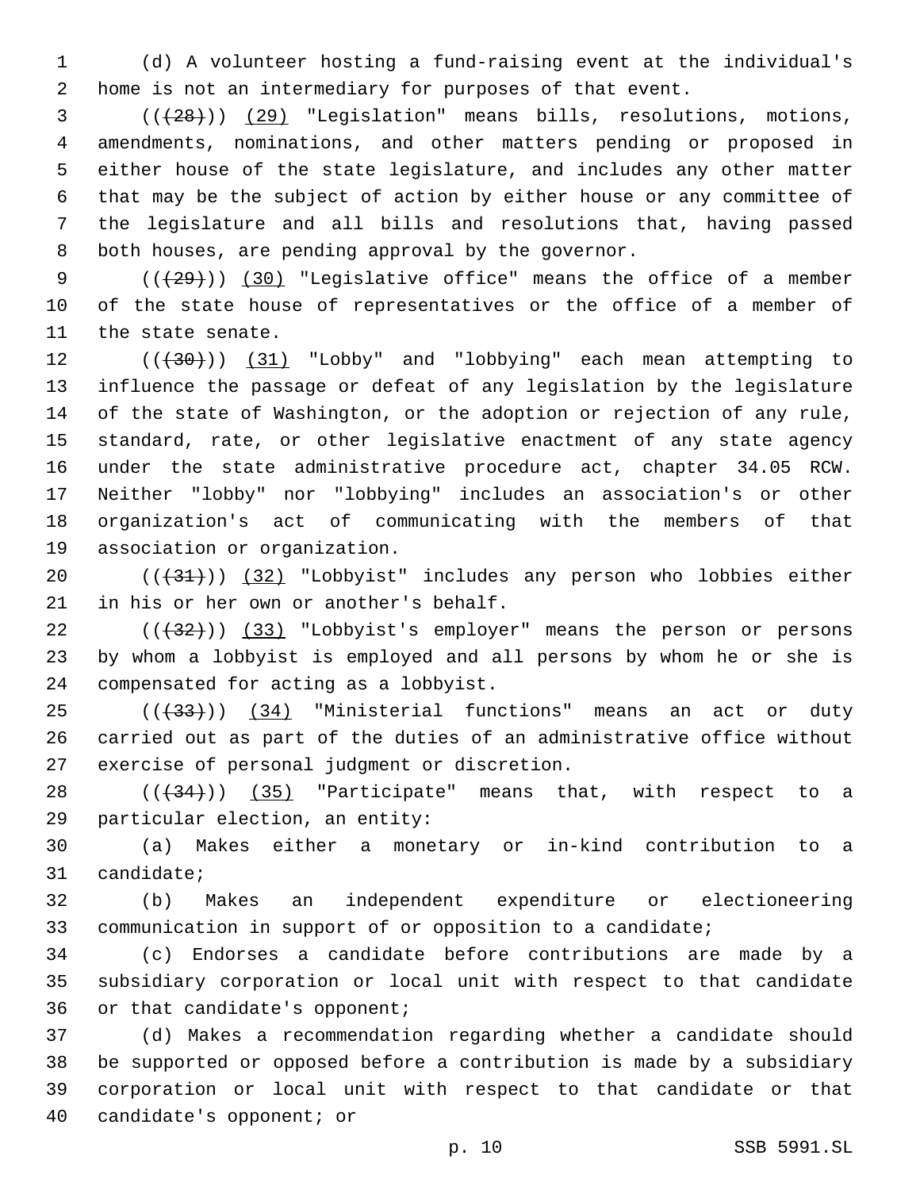(d) A volunteer hosting a fund-raising event at the individual's home is not an intermediary for purposes of that event.

(((28))) (29) "Legislation" means bills, resolutions, motions, amendments, nominations, and other matters pending or proposed in either house of the state legislature, and includes any other matter that may be the subject of action by either house or any committee of the legislature and all bills and resolutions that, having passed both houses, are pending approval by the governor.

(((29))) (30) "Legislative office" means the office of a member of the state house of representatives or the office of a member of the state senate.

(((30))) (31) "Lobby" and "lobbying" each mean attempting to influence the passage or defeat of any legislation by the legislature of the state of Washington, or the adoption or rejection of any rule, standard, rate, or other legislative enactment of any state agency under the state administrative procedure act, chapter 34.05 RCW. Neither "lobby" nor "lobbying" includes an association's or other organization's act of communicating with the members of that association or organization.

(((31))) (32) "Lobbyist" includes any person who lobbies either in his or her own or another's behalf.

(((32))) (33) "Lobbyist's employer" means the person or persons by whom a lobbyist is employed and all persons by whom he or she is compensated for acting as a lobbyist.

(((33))) (34) "Ministerial functions" means an act or duty carried out as part of the duties of an administrative office without exercise of personal judgment or discretion.

(((34))) (35) "Participate" means that, with respect to a particular election, an entity:

(a) Makes either a monetary or in-kind contribution to a candidate;

(b) Makes an independent expenditure or electioneering communication in support of or opposition to a candidate;

(c) Endorses a candidate before contributions are made by a subsidiary corporation or local unit with respect to that candidate or that candidate's opponent;

(d) Makes a recommendation regarding whether a candidate should be supported or opposed before a contribution is made by a subsidiary corporation or local unit with respect to that candidate or that candidate's opponent; or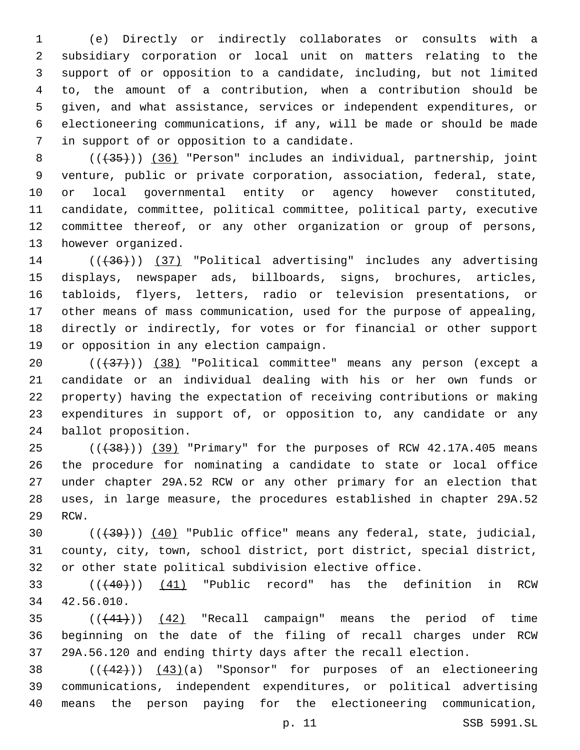(e) Directly or indirectly collaborates or consults with a subsidiary corporation or local unit on matters relating to the support of or opposition to a candidate, including, but not limited to, the amount of a contribution, when a contribution should be given, and what assistance, services or independent expenditures, or electioneering communications, if any, will be made or should be made in support of or opposition to a candidate.

(((35))) (36) "Person" includes an individual, partnership, joint venture, public or private corporation, association, federal, state, or local governmental entity or agency however constituted, candidate, committee, political committee, political party, executive committee thereof, or any other organization or group of persons, however organized.

(((36))) (37) "Political advertising" includes any advertising displays, newspaper ads, billboards, signs, brochures, articles, tabloids, flyers, letters, radio or television presentations, or other means of mass communication, used for the purpose of appealing, directly or indirectly, for votes or for financial or other support or opposition in any election campaign.

(((37))) (38) "Political committee" means any person (except a candidate or an individual dealing with his or her own funds or property) having the expectation of receiving contributions or making expenditures in support of, or opposition to, any candidate or any ballot proposition.

(((38))) (39) "Primary" for the purposes of RCW 42.17A.405 means the procedure for nominating a candidate to state or local office under chapter 29A.52 RCW or any other primary for an election that uses, in large measure, the procedures established in chapter 29A.52 RCW.

(((39))) (40) "Public office" means any federal, state, judicial, county, city, town, school district, port district, special district, or other state political subdivision elective office.

(((40))) (41) "Public record" has the definition in RCW 42.56.010.

(((41))) (42) "Recall campaign" means the period of time beginning on the date of the filing of recall charges under RCW 29A.56.120 and ending thirty days after the recall election.

(((42))) (43)(a) "Sponsor" for purposes of an electioneering communications, independent expenditures, or political advertising means the person paying for the electioneering communication,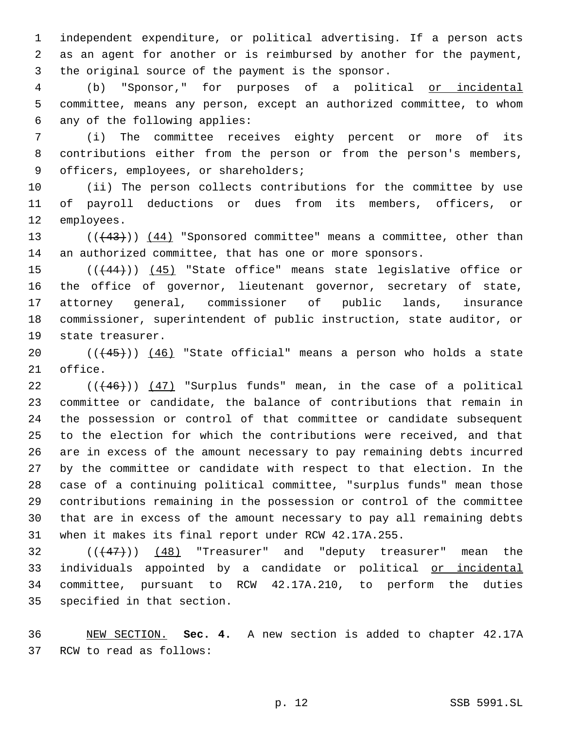independent expenditure, or political advertising. If a person acts as an agent for another or is reimbursed by another for the payment, the original source of the payment is the sponsor.

(b) "Sponsor," for purposes of a political or incidental committee, means any person, except an authorized committee, to whom any of the following applies:

(i) The committee receives eighty percent or more of its contributions either from the person or from the person's members, officers, employees, or shareholders;

(ii) The person collects contributions for the committee by use of payroll deductions or dues from its members, officers, or employees.

~~((43))~~ (44) "Sponsored committee" means a committee, other than an authorized committee, that has one or more sponsors.

~~((44))~~ (45) "State office" means state legislative office or the office of governor, lieutenant governor, secretary of state, attorney general, commissioner of public lands, insurance commissioner, superintendent of public instruction, state auditor, or state treasurer.

~~((45))~~ (46) "State official" means a person who holds a state office.

~~((46))~~ (47) "Surplus funds" mean, in the case of a political committee or candidate, the balance of contributions that remain in the possession or control of that committee or candidate subsequent to the election for which the contributions were received, and that are in excess of the amount necessary to pay remaining debts incurred by the committee or candidate with respect to that election. In the case of a continuing political committee, "surplus funds" mean those contributions remaining in the possession or control of the committee that are in excess of the amount necessary to pay all remaining debts when it makes its final report under RCW 42.17A.255.

~~((47))~~ (48) "Treasurer" and "deputy treasurer" mean the individuals appointed by a candidate or political or incidental committee, pursuant to RCW 42.17A.210, to perform the duties specified in that section.

NEW SECTION. **Sec. 4.** A new section is added to chapter 42.17A RCW to read as follows: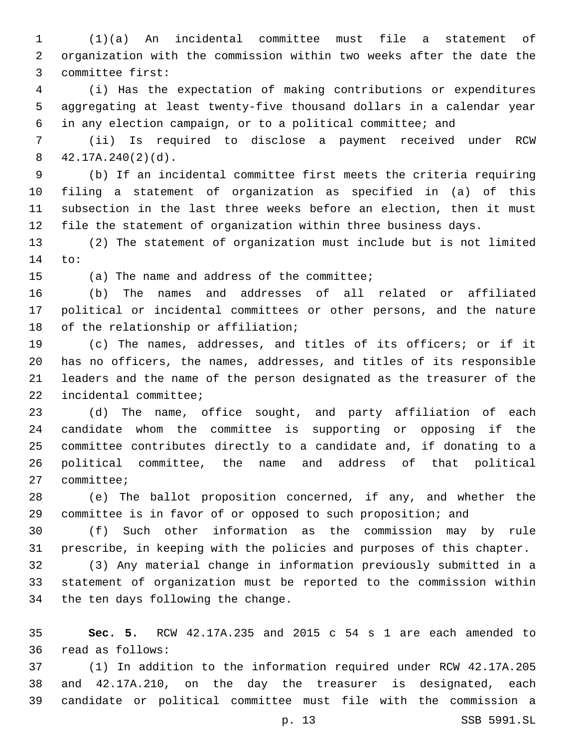(1)(a) An incidental committee must file a statement of organization with the commission within two weeks after the date the committee first:

(i) Has the expectation of making contributions or expenditures aggregating at least twenty-five thousand dollars in a calendar year in any election campaign, or to a political committee; and

(ii) Is required to disclose a payment received under RCW 42.17A.240(2)(d).

(b) If an incidental committee first meets the criteria requiring filing a statement of organization as specified in (a) of this subsection in the last three weeks before an election, then it must file the statement of organization within three business days.

(2) The statement of organization must include but is not limited to:

(a) The name and address of the committee;

(b) The names and addresses of all related or affiliated political or incidental committees or other persons, and the nature of the relationship or affiliation;

(c) The names, addresses, and titles of its officers; or if it has no officers, the names, addresses, and titles of its responsible leaders and the name of the person designated as the treasurer of the incidental committee;

(d) The name, office sought, and party affiliation of each candidate whom the committee is supporting or opposing if the committee contributes directly to a candidate and, if donating to a political committee, the name and address of that political committee;

(e) The ballot proposition concerned, if any, and whether the committee is in favor of or opposed to such proposition; and

(f) Such other information as the commission may by rule prescribe, in keeping with the policies and purposes of this chapter.

(3) Any material change in information previously submitted in a statement of organization must be reported to the commission within the ten days following the change.

**Sec. 5.** RCW 42.17A.235 and 2015 c 54 s 1 are each amended to read as follows:

(1) In addition to the information required under RCW 42.17A.205 and 42.17A.210, on the day the treasurer is designated, each candidate or political committee must file with the commission a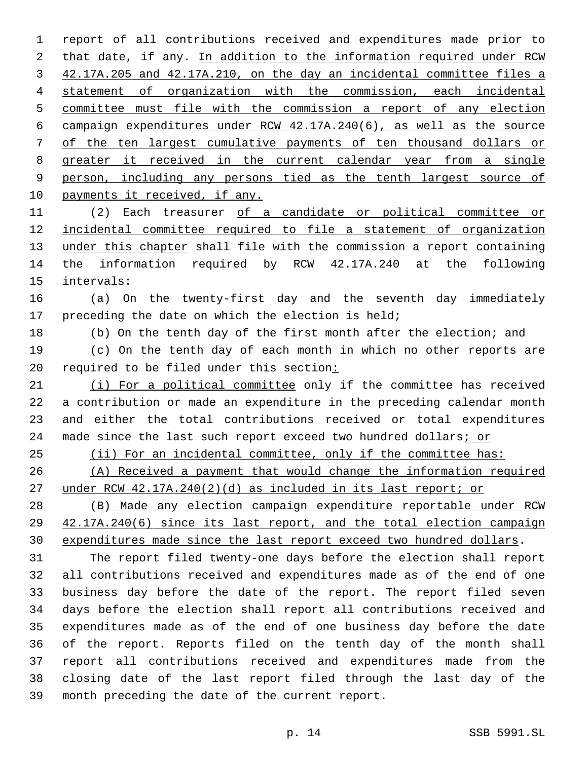report of all contributions received and expenditures made prior to that date, if any. In addition to the information required under RCW 42.17A.205 and 42.17A.210, on the day an incidental committee files a statement of organization with the commission, each incidental committee must file with the commission a report of any election campaign expenditures under RCW 42.17A.240(6), as well as the source of the ten largest cumulative payments of ten thousand dollars or greater it received in the current calendar year from a single person, including any persons tied as the tenth largest source of payments it received, if any.

(2) Each treasurer of a candidate or political committee or incidental committee required to file a statement of organization under this chapter shall file with the commission a report containing the information required by RCW 42.17A.240 at the following intervals:

(a) On the twenty-first day and the seventh day immediately preceding the date on which the election is held;

(b) On the tenth day of the first month after the election; and

(c) On the tenth day of each month in which no other reports are required to be filed under this section:

(i) For a political committee only if the committee has received a contribution or made an expenditure in the preceding calendar month and either the total contributions received or total expenditures made since the last such report exceed two hundred dollars; or

(ii) For an incidental committee, only if the committee has:

(A) Received a payment that would change the information required under RCW 42.17A.240(2)(d) as included in its last report; or

(B) Made any election campaign expenditure reportable under RCW 42.17A.240(6) since its last report, and the total election campaign expenditures made since the last report exceed two hundred dollars.

The report filed twenty-one days before the election shall report all contributions received and expenditures made as of the end of one business day before the date of the report. The report filed seven days before the election shall report all contributions received and expenditures made as of the end of one business day before the date of the report. Reports filed on the tenth day of the month shall report all contributions received and expenditures made from the closing date of the last report filed through the last day of the month preceding the date of the current report.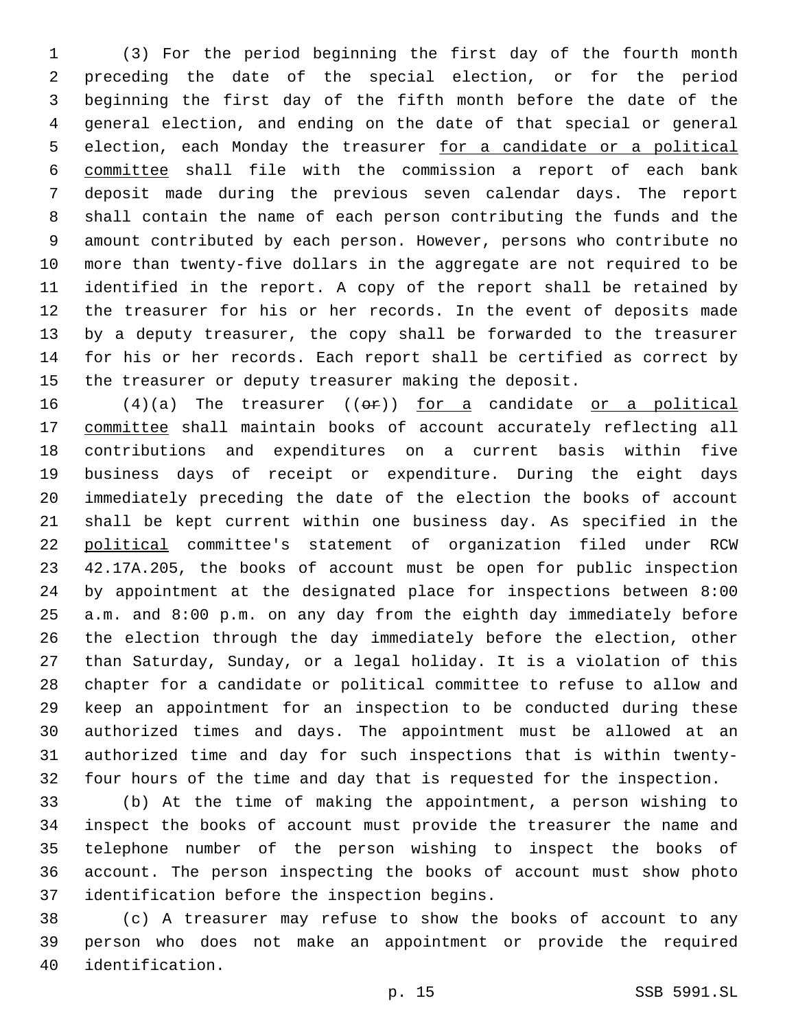(3) For the period beginning the first day of the fourth month preceding the date of the special election, or for the period beginning the first day of the fifth month before the date of the general election, and ending on the date of that special or general election, each Monday the treasurer for a candidate or a political committee shall file with the commission a report of each bank deposit made during the previous seven calendar days. The report shall contain the name of each person contributing the funds and the amount contributed by each person. However, persons who contribute no more than twenty-five dollars in the aggregate are not required to be identified in the report. A copy of the report shall be retained by the treasurer for his or her records. In the event of deposits made by a deputy treasurer, the copy shall be forwarded to the treasurer for his or her records. Each report shall be certified as correct by the treasurer or deputy treasurer making the deposit.

(4)(a) The treasurer ((~~or~~)) for a candidate or a political committee shall maintain books of account accurately reflecting all contributions and expenditures on a current basis within five business days of receipt or expenditure. During the eight days immediately preceding the date of the election the books of account shall be kept current within one business day. As specified in the political committee's statement of organization filed under RCW 42.17A.205, the books of account must be open for public inspection by appointment at the designated place for inspections between 8:00 a.m. and 8:00 p.m. on any day from the eighth day immediately before the election through the day immediately before the election, other than Saturday, Sunday, or a legal holiday. It is a violation of this chapter for a candidate or political committee to refuse to allow and keep an appointment for an inspection to be conducted during these authorized times and days. The appointment must be allowed at an authorized time and day for such inspections that is within twenty-four hours of the time and day that is requested for the inspection.

(b) At the time of making the appointment, a person wishing to inspect the books of account must provide the treasurer the name and telephone number of the person wishing to inspect the books of account. The person inspecting the books of account must show photo identification before the inspection begins.

(c) A treasurer may refuse to show the books of account to any person who does not make an appointment or provide the required identification.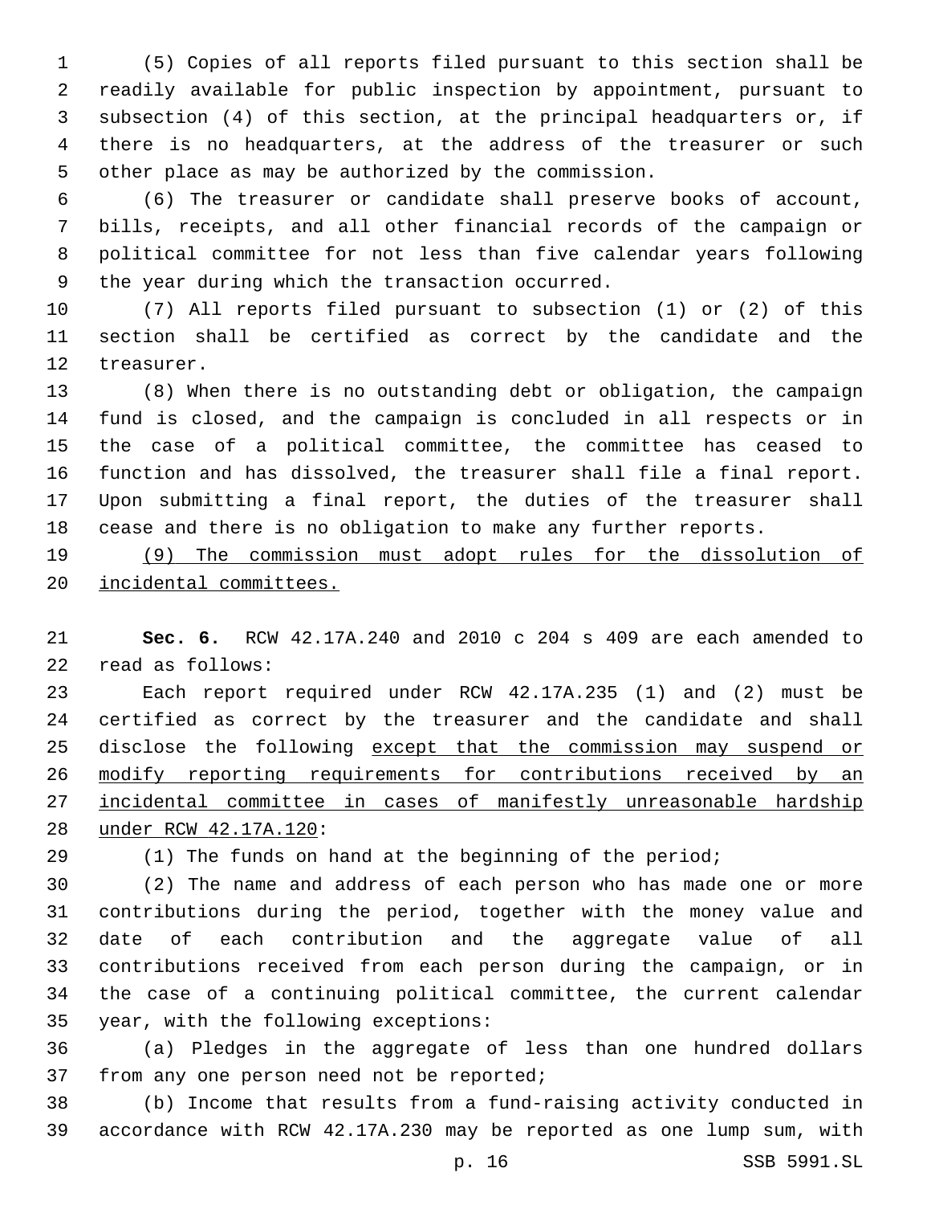(5) Copies of all reports filed pursuant to this section shall be readily available for public inspection by appointment, pursuant to subsection (4) of this section, at the principal headquarters or, if there is no headquarters, at the address of the treasurer or such other place as may be authorized by the commission.

(6) The treasurer or candidate shall preserve books of account, bills, receipts, and all other financial records of the campaign or political committee for not less than five calendar years following the year during which the transaction occurred.

(7) All reports filed pursuant to subsection (1) or (2) of this section shall be certified as correct by the candidate and the treasurer.

(8) When there is no outstanding debt or obligation, the campaign fund is closed, and the campaign is concluded in all respects or in the case of a political committee, the committee has ceased to function and has dissolved, the treasurer shall file a final report. Upon submitting a final report, the duties of the treasurer shall cease and there is no obligation to make any further reports.

<u>(9) The commission must adopt rules for the dissolution of incidental committees.</u>

**Sec. 6.** RCW 42.17A.240 and 2010 c 204 s 409 are each amended to read as follows:

Each report required under RCW 42.17A.235 (1) and (2) must be certified as correct by the treasurer and the candidate and shall disclose the following <u>except that the commission may suspend or modify reporting requirements for contributions received by an incidental committee in cases of manifestly unreasonable hardship under RCW 42.17A.120</u>:

(1) The funds on hand at the beginning of the period;

(2) The name and address of each person who has made one or more contributions during the period, together with the money value and date of each contribution and the aggregate value of all contributions received from each person during the campaign, or in the case of a continuing political committee, the current calendar year, with the following exceptions:

(a) Pledges in the aggregate of less than one hundred dollars from any one person need not be reported;

(b) Income that results from a fund-raising activity conducted in accordance with RCW 42.17A.230 may be reported as one lump sum, with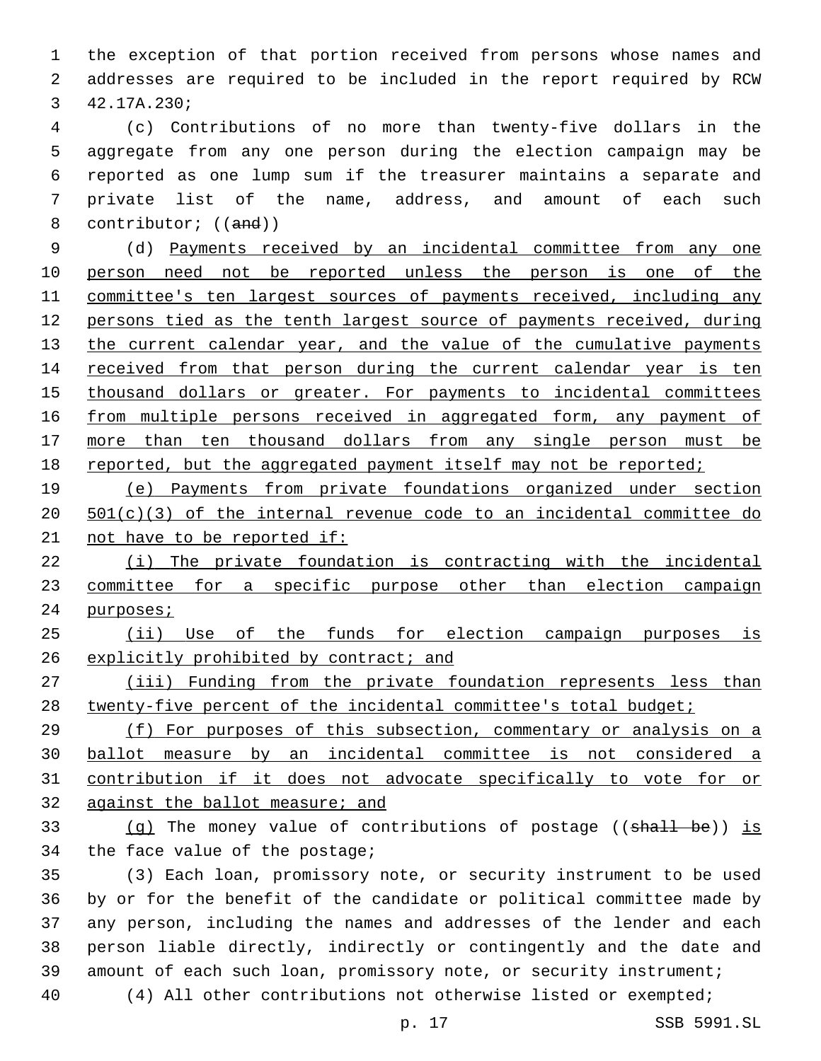the exception of that portion received from persons whose names and addresses are required to be included in the report required by RCW 42.17A.230;

(c) Contributions of no more than twenty-five dollars in the aggregate from any one person during the election campaign may be reported as one lump sum if the treasurer maintains a separate and private list of the name, address, and amount of each such contributor; ((~~and~~))

(d) <u>Payments received by an incidental committee from any one person need not be reported unless the person is one of the committee's ten largest sources of payments received, including any persons tied as the tenth largest source of payments received, during the current calendar year, and the value of the cumulative payments received from that person during the current calendar year is ten thousand dollars or greater. For payments to incidental committees from multiple persons received in aggregated form, any payment of more than ten thousand dollars from any single person must be reported, but the aggregated payment itself may not be reported;</u>

<u>(e) Payments from private foundations organized under section 501(c)(3) of the internal revenue code to an incidental committee do not have to be reported if:</u>

<u>(i) The private foundation is contracting with the incidental committee for a specific purpose other than election campaign purposes;</u>

<u>(ii) Use of the funds for election campaign purposes is explicitly prohibited by contract; and</u>

<u>(iii) Funding from the private foundation represents less than twenty-five percent of the incidental committee's total budget;</u>

<u>(f) For purposes of this subsection, commentary or analysis on a ballot measure by an incidental committee is not considered a contribution if it does not advocate specifically to vote for or against the ballot measure; and</u>

<u>(g)</u> The money value of contributions of postage ((~~shall be~~)) <u>is</u> the face value of the postage;

(3) Each loan, promissory note, or security instrument to be used by or for the benefit of the candidate or political committee made by any person, including the names and addresses of the lender and each person liable directly, indirectly or contingently and the date and amount of each such loan, promissory note, or security instrument;

(4) All other contributions not otherwise listed or exempted;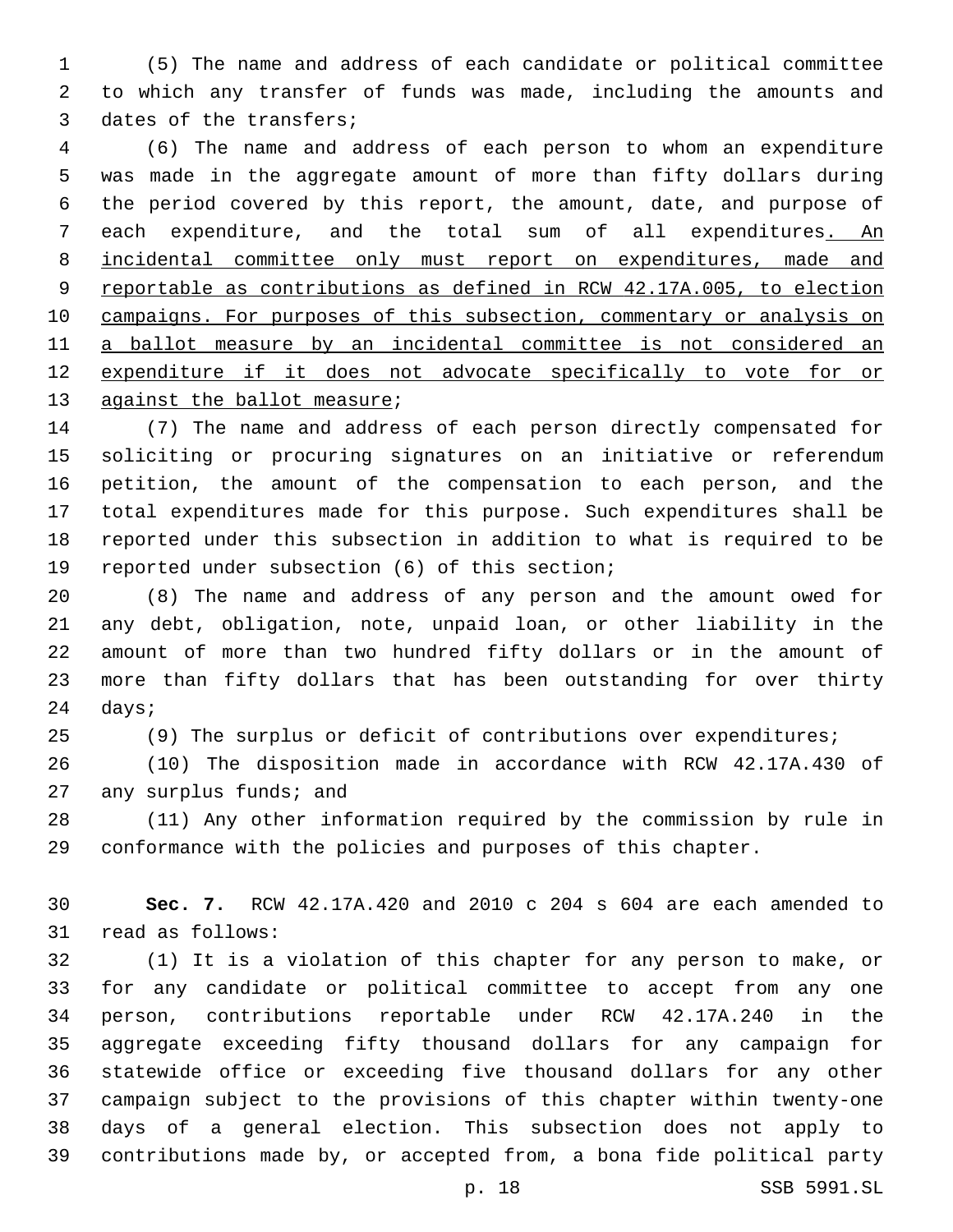(5) The name and address of each candidate or political committee to which any transfer of funds was made, including the amounts and dates of the transfers;

(6) The name and address of each person to whom an expenditure was made in the aggregate amount of more than fifty dollars during the period covered by this report, the amount, date, and purpose of each expenditure, and the total sum of all expenditures<u>. An incidental committee only must report on expenditures, made and reportable as contributions as defined in RCW 42.17A.005, to election campaigns. For purposes of this subsection, commentary or analysis on a ballot measure by an incidental committee is not considered an expenditure if it does not advocate specifically to vote for or against the ballot measure</u>;

(7) The name and address of each person directly compensated for soliciting or procuring signatures on an initiative or referendum petition, the amount of the compensation to each person, and the total expenditures made for this purpose. Such expenditures shall be reported under this subsection in addition to what is required to be reported under subsection (6) of this section;

(8) The name and address of any person and the amount owed for any debt, obligation, note, unpaid loan, or other liability in the amount of more than two hundred fifty dollars or in the amount of more than fifty dollars that has been outstanding for over thirty days;

(9) The surplus or deficit of contributions over expenditures;

(10) The disposition made in accordance with RCW 42.17A.430 of any surplus funds; and

(11) Any other information required by the commission by rule in conformance with the policies and purposes of this chapter.

**Sec. 7.** RCW 42.17A.420 and 2010 c 204 s 604 are each amended to read as follows:

(1) It is a violation of this chapter for any person to make, or for any candidate or political committee to accept from any one person, contributions reportable under RCW 42.17A.240 in the aggregate exceeding fifty thousand dollars for any campaign for statewide office or exceeding five thousand dollars for any other campaign subject to the provisions of this chapter within twenty-one days of a general election. This subsection does not apply to contributions made by, or accepted from, a bona fide political party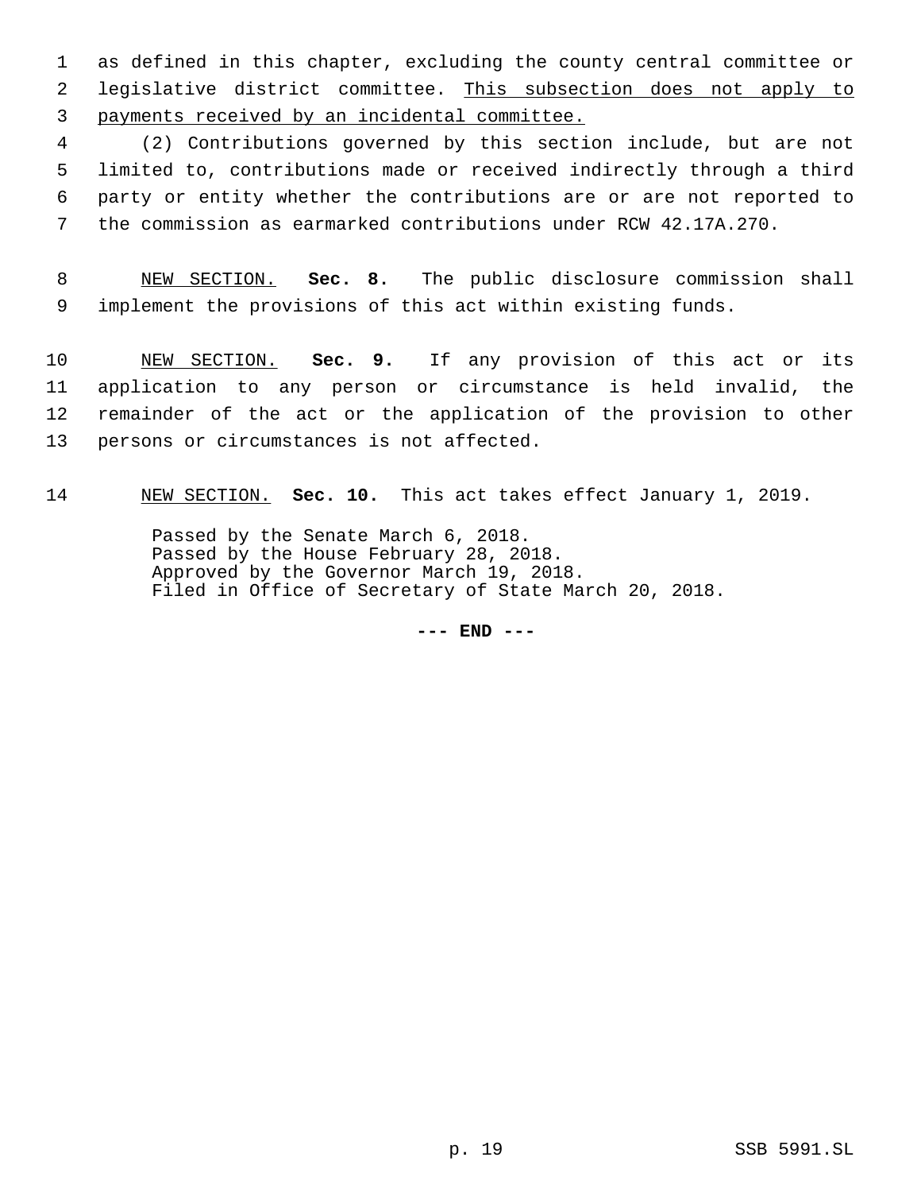as defined in this chapter, excluding the county central committee or legislative district committee. This subsection does not apply to payments received by an incidental committee.

(2) Contributions governed by this section include, but are not limited to, contributions made or received indirectly through a third party or entity whether the contributions are or are not reported to the commission as earmarked contributions under RCW 42.17A.270.

NEW SECTION. **Sec. 8.** The public disclosure commission shall implement the provisions of this act within existing funds.

NEW SECTION. **Sec. 9.** If any provision of this act or its application to any person or circumstance is held invalid, the remainder of the act or the application of the provision to other persons or circumstances is not affected.

NEW SECTION. **Sec. 10.** This act takes effect January 1, 2019.

Passed by the Senate March 6, 2018.
Passed by the House February 28, 2018.
Approved by the Governor March 19, 2018.
Filed in Office of Secretary of State March 20, 2018.

**--- END ---**